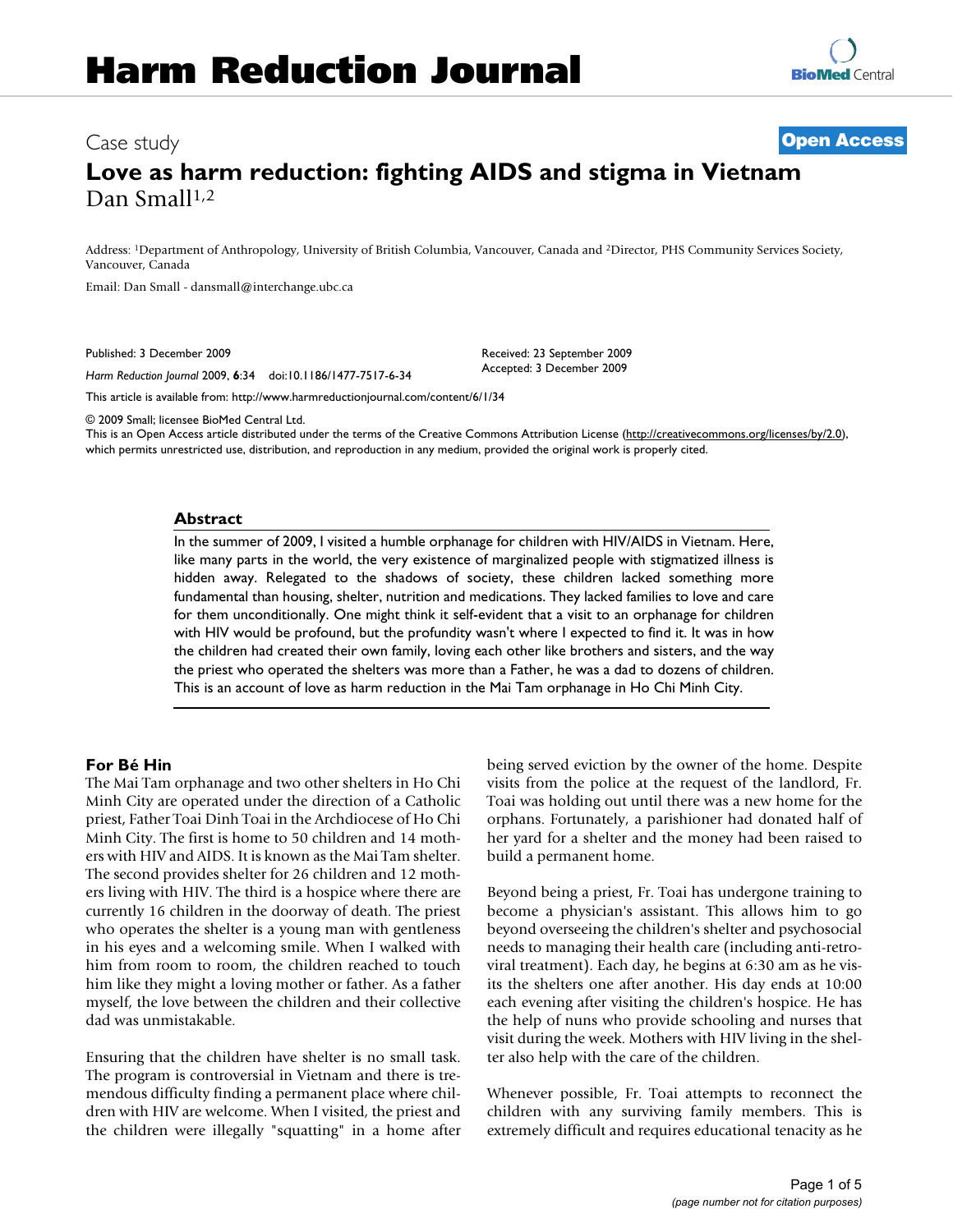# Harm Reduction Journal

Case study

**Open Access**

# Love as harm reduction: fighting AIDS and stigma in Vietnam

Dan Small[1,2]

Address: [1]Department of Anthropology, University of British Columbia, Vancouver, Canada and [2]Director, PHS Community Services Society, Vancouver, Canada

Email: Dan Small - dansmall@interchange.ubc.ca

Published: 3 December 2009

*Harm Reduction Journal* 2009, **6**:34 doi:10.1186/1477-7517-6-34

Received: 23 September 2009
Accepted: 3 December 2009

This article is available from: http://www.harmreductionjournal.com/content/6/1/34

© 2009 Small; licensee BioMed Central Ltd.
This is an Open Access article distributed under the terms of the Creative Commons Attribution License (http://creativecommons.org/licenses/by/2.0), which permits unrestricted use, distribution, and reproduction in any medium, provided the original work is properly cited.

## Abstract

In the summer of 2009, I visited a humble orphanage for children with HIV/AIDS in Vietnam. Here, like many parts in the world, the very existence of marginalized people with stigmatized illness is hidden away. Relegated to the shadows of society, these children lacked something more fundamental than housing, shelter, nutrition and medications. They lacked families to love and care for them unconditionally. One might think it self-evident that a visit to an orphanage for children with HIV would be profound, but the profundity wasn't where I expected to find it. It was in how the children had created their own family, loving each other like brothers and sisters, and the way the priest who operated the shelters was more than a Father, he was a dad to dozens of children. This is an account of love as harm reduction in the Mai Tam orphanage in Ho Chi Minh City.

## For Bé Hin

The Mai Tam orphanage and two other shelters in Ho Chi Minh City are operated under the direction of a Catholic priest, Father Toai Dinh Toai in the Archdiocese of Ho Chi Minh City. The first is home to 50 children and 14 mothers with HIV and AIDS. It is known as the Mai Tam shelter. The second provides shelter for 26 children and 12 mothers living with HIV. The third is a hospice where there are currently 16 children in the doorway of death. The priest who operates the shelter is a young man with gentleness in his eyes and a welcoming smile. When I walked with him from room to room, the children reached to touch him like they might a loving mother or father. As a father myself, the love between the children and their collective dad was unmistakable.

Ensuring that the children have shelter is no small task. The program is controversial in Vietnam and there is tremendous difficulty finding a permanent place where children with HIV are welcome. When I visited, the priest and the children were illegally "squatting" in a home after being served eviction by the owner of the home. Despite visits from the police at the request of the landlord, Fr. Toai was holding out until there was a new home for the orphans. Fortunately, a parishioner had donated half of her yard for a shelter and the money had been raised to build a permanent home.

Beyond being a priest, Fr. Toai has undergone training to become a physician's assistant. This allows him to go beyond overseeing the children's shelter and psychosocial needs to managing their health care (including anti-retroviral treatment). Each day, he begins at 6:30 am as he visits the shelters one after another. His day ends at 10:00 each evening after visiting the children's hospice. He has the help of nuns who provide schooling and nurses that visit during the week. Mothers with HIV living in the shelter also help with the care of the children.

Whenever possible, Fr. Toai attempts to reconnect the children with any surviving family members. This is extremely difficult and requires educational tenacity as he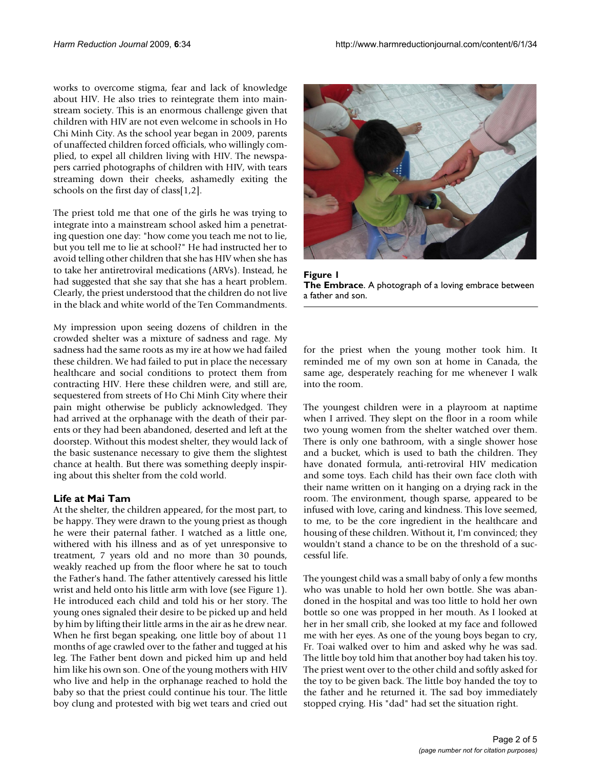works to overcome stigma, fear and lack of knowledge about HIV. He also tries to reintegrate them into mainstream society. This is an enormous challenge given that children with HIV are not even welcome in schools in Ho Chi Minh City. As the school year began in 2009, parents of unaffected children forced officials, who willingly complied, to expel all children living with HIV. The newspapers carried photographs of children with HIV, with tears streaming down their cheeks, ashamedly exiting the schools on the first day of class[1,2].

The priest told me that one of the girls he was trying to integrate into a mainstream school asked him a penetrating question one day: "how come you teach me not to lie, but you tell me to lie at school?" He had instructed her to avoid telling other children that she has HIV when she has to take her antiretroviral medications (ARVs). Instead, he had suggested that she say that she has a heart problem. Clearly, the priest understood that the children do not live in the black and white world of the Ten Commandments.

My impression upon seeing dozens of children in the crowded shelter was a mixture of sadness and rage. My sadness had the same roots as my ire at how we had failed these children. We had failed to put in place the necessary healthcare and social conditions to protect them from contracting HIV. Here these children were, and still are, sequestered from streets of Ho Chi Minh City where their pain might otherwise be publicly acknowledged. They had arrived at the orphanage with the death of their parents or they had been abandoned, deserted and left at the doorstep. Without this modest shelter, they would lack of the basic sustenance necessary to give them the slightest chance at health. But there was something deeply inspiring about this shelter from the cold world.

### Life at Mai Tam

At the shelter, the children appeared, for the most part, to be happy. They were drawn to the young priest as though he were their paternal father. I watched as a little one, withered with his illness and as of yet unresponsive to treatment, 7 years old and no more than 30 pounds, weakly reached up from the floor where he sat to touch the Father's hand. The father attentively caressed his little wrist and held onto his little arm with love (see Figure 1). He introduced each child and told his or her story. The young ones signaled their desire to be picked up and held by him by lifting their little arms in the air as he drew near. When he first began speaking, one little boy of about 11 months of age crawled over to the father and tugged at his leg. The Father bent down and picked him up and held him like his own son. One of the young mothers with HIV who live and help in the orphanage reached to hold the baby so that the priest could continue his tour. The little boy clung and protested with big wet tears and cried out for the priest when the young mother took him. It reminded me of my own son at home in Canada, the same age, desperately reaching for me whenever I walk into the room.

**Figure 1**
**The Embrace**. A photograph of a loving embrace between a father and son.

The youngest children were in a playroom at naptime when I arrived. They slept on the floor in a room while two young women from the shelter watched over them. There is only one bathroom, with a single shower hose and a bucket, which is used to bath the children. They have donated formula, anti-retroviral HIV medication and some toys. Each child has their own face cloth with their name written on it hanging on a drying rack in the room. The environment, though sparse, appeared to be infused with love, caring and kindness. This love seemed, to me, to be the core ingredient in the healthcare and housing of these children. Without it, I'm convinced; they wouldn't stand a chance to be on the threshold of a successful life.

The youngest child was a small baby of only a few months who was unable to hold her own bottle. She was abandoned in the hospital and was too little to hold her own bottle so one was propped in her mouth. As I looked at her in her small crib, she looked at my face and followed me with her eyes. As one of the young boys began to cry, Fr. Toai walked over to him and asked why he was sad. The little boy told him that another boy had taken his toy. The priest went over to the other child and softly asked for the toy to be given back. The little boy handed the toy to the father and he returned it. The sad boy immediately stopped crying. His "dad" had set the situation right.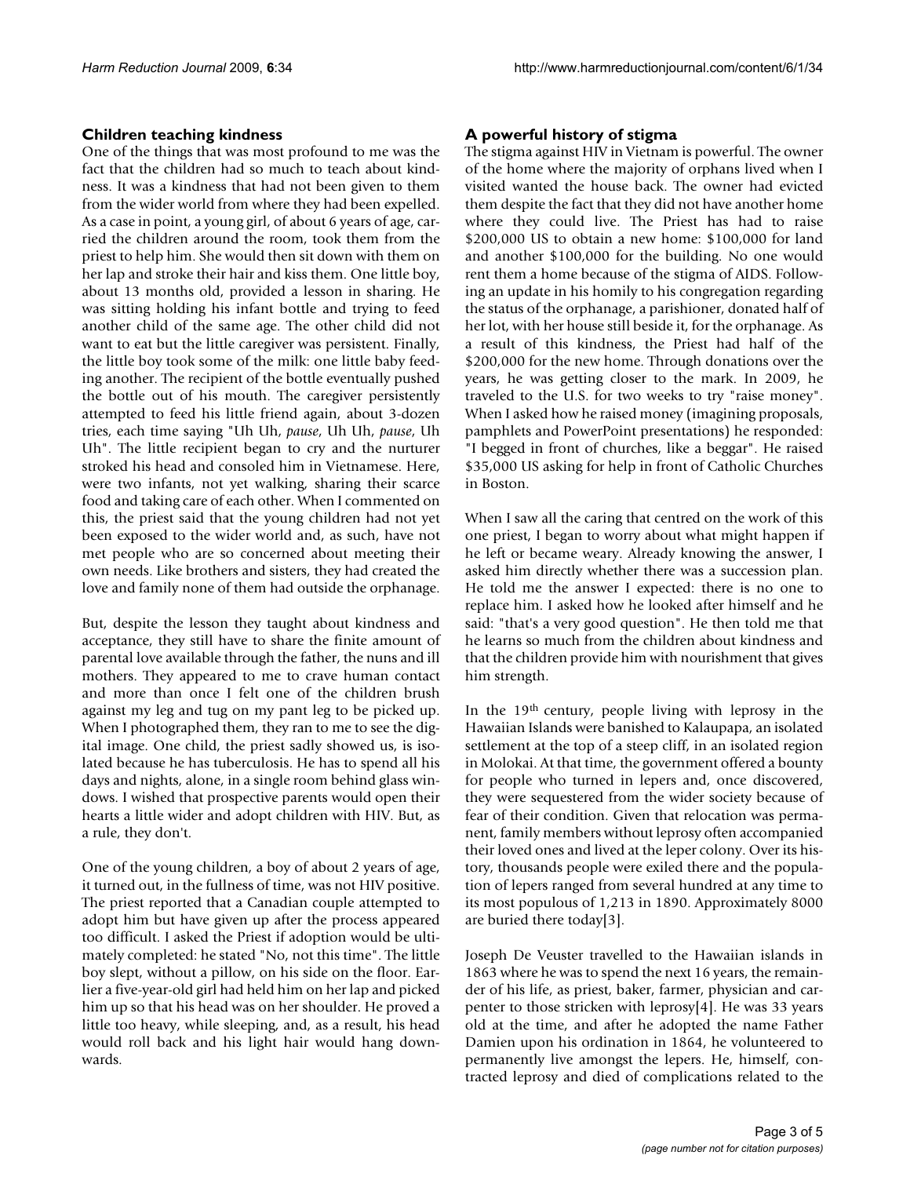## Children teaching kindness

One of the things that was most profound to me was the fact that the children had so much to teach about kindness. It was a kindness that had not been given to them from the wider world from where they had been expelled. As a case in point, a young girl, of about 6 years of age, carried the children around the room, took them from the priest to help him. She would then sit down with them on her lap and stroke their hair and kiss them. One little boy, about 13 months old, provided a lesson in sharing. He was sitting holding his infant bottle and trying to feed another child of the same age. The other child did not want to eat but the little caregiver was persistent. Finally, the little boy took some of the milk: one little baby feeding another. The recipient of the bottle eventually pushed the bottle out of his mouth. The caregiver persistently attempted to feed his little friend again, about 3-dozen tries, each time saying "Uh Uh, *pause*, Uh Uh, *pause*, Uh Uh". The little recipient began to cry and the nurturer stroked his head and consoled him in Vietnamese. Here, were two infants, not yet walking, sharing their scarce food and taking care of each other. When I commented on this, the priest said that the young children had not yet been exposed to the wider world and, as such, have not met people who are so concerned about meeting their own needs. Like brothers and sisters, they had created the love and family none of them had outside the orphanage.

But, despite the lesson they taught about kindness and acceptance, they still have to share the finite amount of parental love available through the father, the nuns and ill mothers. They appeared to me to crave human contact and more than once I felt one of the children brush against my leg and tug on my pant leg to be picked up. When I photographed them, they ran to me to see the digital image. One child, the priest sadly showed us, is isolated because he has tuberculosis. He has to spend all his days and nights, alone, in a single room behind glass windows. I wished that prospective parents would open their hearts a little wider and adopt children with HIV. But, as a rule, they don't.

One of the young children, a boy of about 2 years of age, it turned out, in the fullness of time, was not HIV positive. The priest reported that a Canadian couple attempted to adopt him but have given up after the process appeared too difficult. I asked the Priest if adoption would be ultimately completed: he stated "No, not this time". The little boy slept, without a pillow, on his side on the floor. Earlier a five-year-old girl had held him on her lap and picked him up so that his head was on her shoulder. He proved a little too heavy, while sleeping, and, as a result, his head would roll back and his light hair would hang downwards.

## A powerful history of stigma

The stigma against HIV in Vietnam is powerful. The owner of the home where the majority of orphans lived when I visited wanted the house back. The owner had evicted them despite the fact that they did not have another home where they could live. The Priest has had to raise \$200,000 US to obtain a new home: \$100,000 for land and another \$100,000 for the building. No one would rent them a home because of the stigma of AIDS. Following an update in his homily to his congregation regarding the status of the orphanage, a parishioner, donated half of her lot, with her house still beside it, for the orphanage. As a result of this kindness, the Priest had half of the \$200,000 for the new home. Through donations over the years, he was getting closer to the mark. In 2009, he traveled to the U.S. for two weeks to try "raise money". When I asked how he raised money (imagining proposals, pamphlets and PowerPoint presentations) he responded: "I begged in front of churches, like a beggar". He raised \$35,000 US asking for help in front of Catholic Churches in Boston.

When I saw all the caring that centred on the work of this one priest, I began to worry about what might happen if he left or became weary. Already knowing the answer, I asked him directly whether there was a succession plan. He told me the answer I expected: there is no one to replace him. I asked how he looked after himself and he said: "that's a very good question". He then told me that he learns so much from the children about kindness and that the children provide him with nourishment that gives him strength.

In the 19th century, people living with leprosy in the Hawaiian Islands were banished to Kalaupapa, an isolated settlement at the top of a steep cliff, in an isolated region in Molokai. At that time, the government offered a bounty for people who turned in lepers and, once discovered, they were sequestered from the wider society because of fear of their condition. Given that relocation was permanent, family members without leprosy often accompanied their loved ones and lived at the leper colony. Over its history, thousands people were exiled there and the population of lepers ranged from several hundred at any time to its most populous of 1,213 in 1890. Approximately 8000 are buried there today[3].

Joseph De Veuster travelled to the Hawaiian islands in 1863 where he was to spend the next 16 years, the remainder of his life, as priest, baker, farmer, physician and carpenter to those stricken with leprosy[4]. He was 33 years old at the time, and after he adopted the name Father Damien upon his ordination in 1864, he volunteered to permanently live amongst the lepers. He, himself, contracted leprosy and died of complications related to the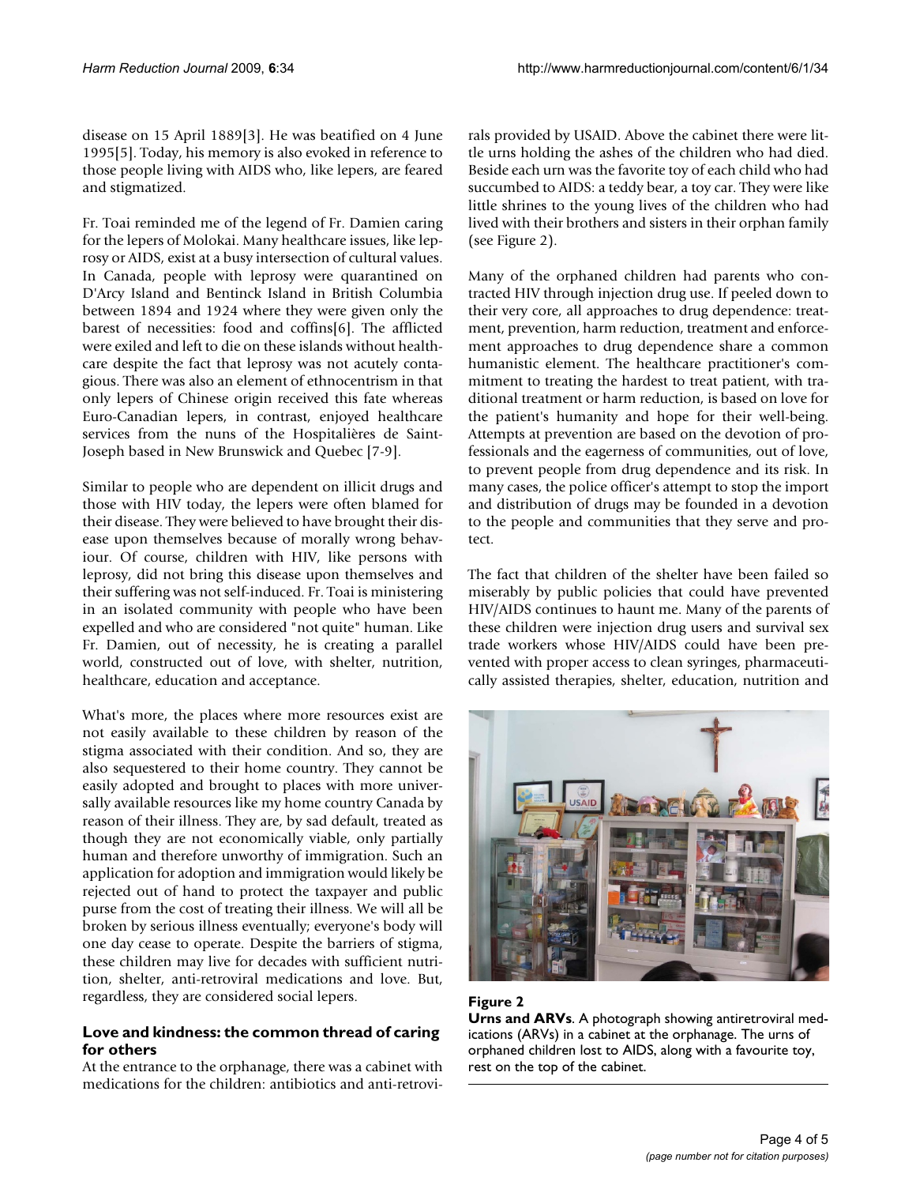disease on 15 April 1889[3]. He was beatified on 4 June 1995[5]. Today, his memory is also evoked in reference to those people living with AIDS who, like lepers, are feared and stigmatized.

Fr. Toai reminded me of the legend of Fr. Damien caring for the lepers of Molokai. Many healthcare issues, like leprosy or AIDS, exist at a busy intersection of cultural values. In Canada, people with leprosy were quarantined on D'Arcy Island and Bentinck Island in British Columbia between 1894 and 1924 where they were given only the barest of necessities: food and coffins[6]. The afflicted were exiled and left to die on these islands without healthcare despite the fact that leprosy was not acutely contagious. There was also an element of ethnocentrism in that only lepers of Chinese origin received this fate whereas Euro-Canadian lepers, in contrast, enjoyed healthcare services from the nuns of the Hospitalières de Saint-Joseph based in New Brunswick and Quebec [7-9].

Similar to people who are dependent on illicit drugs and those with HIV today, the lepers were often blamed for their disease. They were believed to have brought their disease upon themselves because of morally wrong behaviour. Of course, children with HIV, like persons with leprosy, did not bring this disease upon themselves and their suffering was not self-induced. Fr. Toai is ministering in an isolated community with people who have been expelled and who are considered "not quite" human. Like Fr. Damien, out of necessity, he is creating a parallel world, constructed out of love, with shelter, nutrition, healthcare, education and acceptance.

What's more, the places where more resources exist are not easily available to these children by reason of the stigma associated with their condition. And so, they are also sequestered to their home country. They cannot be easily adopted and brought to places with more universally available resources like my home country Canada by reason of their illness. They are, by sad default, treated as though they are not economically viable, only partially human and therefore unworthy of immigration. Such an application for adoption and immigration would likely be rejected out of hand to protect the taxpayer and public purse from the cost of treating their illness. We will all be broken by serious illness eventually; everyone's body will one day cease to operate. Despite the barriers of stigma, these children may live for decades with sufficient nutrition, shelter, anti-retroviral medications and love. But, regardless, they are considered social lepers.

### Love and kindness: the common thread of caring for others

At the entrance to the orphanage, there was a cabinet with medications for the children: antibiotics and anti-retrovirals provided by USAID. Above the cabinet there were little urns holding the ashes of the children who had died. Beside each urn was the favorite toy of each child who had succumbed to AIDS: a teddy bear, a toy car. They were like little shrines to the young lives of the children who had lived with their brothers and sisters in their orphan family (see Figure 2).

Many of the orphaned children had parents who contracted HIV through injection drug use. If peeled down to their very core, all approaches to drug dependence: treatment, prevention, harm reduction, treatment and enforcement approaches to drug dependence share a common humanistic element. The healthcare practitioner's commitment to treating the hardest to treat patient, with traditional treatment or harm reduction, is based on love for the patient's humanity and hope for their well-being. Attempts at prevention are based on the devotion of professionals and the eagerness of communities, out of love, to prevent people from drug dependence and its risk. In many cases, the police officer's attempt to stop the import and distribution of drugs may be founded in a devotion to the people and communities that they serve and protect.

The fact that children of the shelter have been failed so miserably by public policies that could have prevented HIV/AIDS continues to haunt me. Many of the parents of these children were injection drug users and survival sex trade workers whose HIV/AIDS could have been prevented with proper access to clean syringes, pharmaceutically assisted therapies, shelter, education, nutrition and

**Figure 2**

**Urns and ARVs**. A photograph showing antiretroviral medications (ARVs) in a cabinet at the orphanage. The urns of orphaned children lost to AIDS, along with a favourite toy, rest on the top of the cabinet.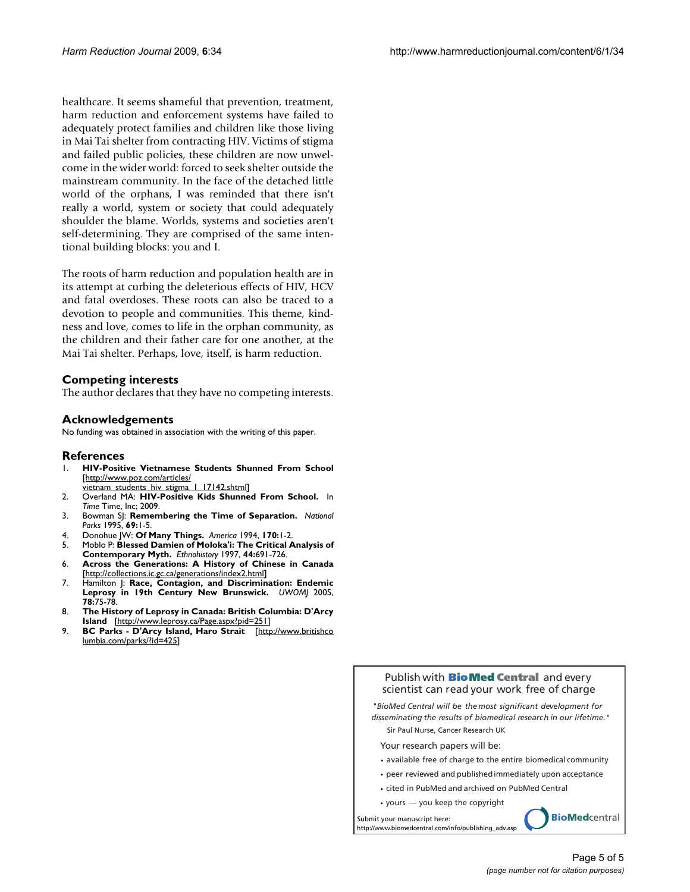healthcare. It seems shameful that prevention, treatment, harm reduction and enforcement systems have failed to adequately protect families and children like those living in Mai Tai shelter from contracting HIV. Victims of stigma and failed public policies, these children are now unwelcome in the wider world: forced to seek shelter outside the mainstream community. In the face of the detached little world of the orphans, I was reminded that there isn't really a world, system or society that could adequately shoulder the blame. Worlds, systems and societies aren't self-determining. They are comprised of the same intentional building blocks: you and I.

The roots of harm reduction and population health are in its attempt at curbing the deleterious effects of HIV, HCV and fatal overdoses. These roots can also be traced to a devotion to people and communities. This theme, kindness and love, comes to life in the orphan community, as the children and their father care for one another, at the Mai Tai shelter. Perhaps, love, itself, is harm reduction.

## Competing interests

The author declares that they have no competing interests.

## Acknowledgements

No funding was obtained in association with the writing of this paper.

## References

1. **HIV-Positive Vietnamese Students Shunned From School** [http://www.poz.com/articles/vietnam_students_hiv_stigma_1_17142.shtml]
2. Overland MA: **HIV-Positive Kids Shunned From School.** In *Time* Time, Inc; 2009.
3. Bowman SJ: **Remembering the Time of Separation.** *National Parks* 1995, **69:**1-5.
4. Donohue JW: **Of Many Things.** *America* 1994, **170:**1-2.
5. Moblo P: **Blessed Damien of Moloka'i: The Critical Analysis of Contemporary Myth.** *Ethnohistory* 1997, **44:**691-726.
6. **Across the Generations: A History of Chinese in Canada** [http://collections.ic.gc.ca/generations/index2.html]
7. Hamilton J: **Race, Contagion, and Discrimination: Endemic Leprosy in 19th Century New Brunswick.** *UWOMJ* 2005, **78:**75-78.
8. **The History of Leprosy in Canada: British Columbia: D'Arcy Island** [http://www.leprosy.ca/Page.aspx?pid=251]
9. **BC Parks - D'Arcy Island, Haro Strait** [http://www.britishcolumbia.com/parks/?id=425]